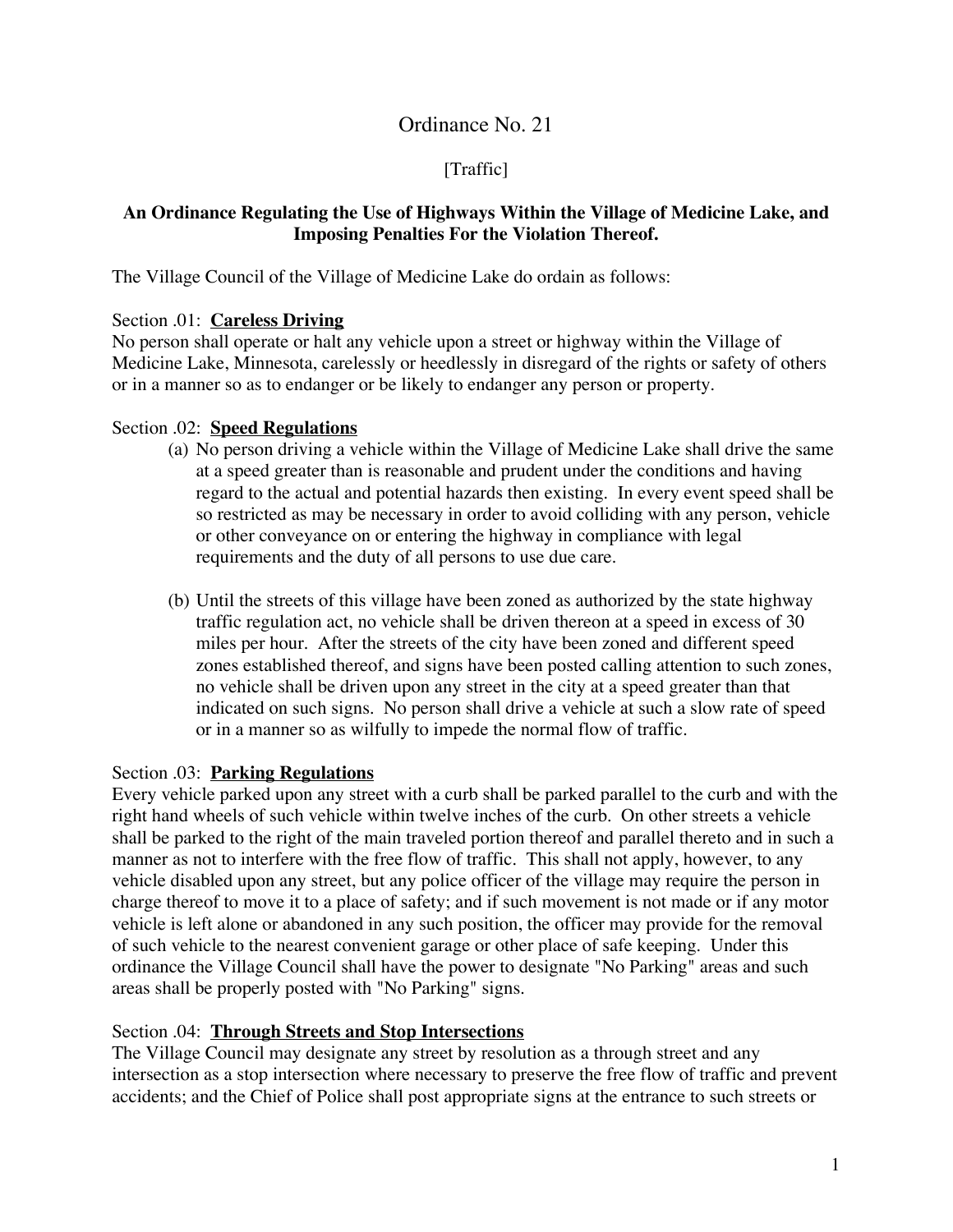# Ordinance No. 21

[Traffic]

**An Ordinance Regulating the Use of Highways Within the Village of Medicine Lake, and Imposing Penalties For the Violation Thereof.**

The Village Council of the Village of Medicine Lake do ordain as follows:

Section .01: **Careless Driving**
No person shall operate or halt any vehicle upon a street or highway within the Village of Medicine Lake, Minnesota, carelessly or heedlessly in disregard of the rights or safety of others or in a manner so as to endanger or be likely to endanger any person or property.

Section .02: **Speed Regulations**

(a) No person driving a vehicle within the Village of Medicine Lake shall drive the same at a speed greater than is reasonable and prudent under the conditions and having regard to the actual and potential hazards then existing. In every event speed shall be so restricted as may be necessary in order to avoid colliding with any person, vehicle or other conveyance on or entering the highway in compliance with legal requirements and the duty of all persons to use due care.

(b) Until the streets of this village have been zoned as authorized by the state highway traffic regulation act, no vehicle shall be driven thereon at a speed in excess of 30 miles per hour. After the streets of the city have been zoned and different speed zones established thereof, and signs have been posted calling attention to such zones, no vehicle shall be driven upon any street in the city at a speed greater than that indicated on such signs. No person shall drive a vehicle at such a slow rate of speed or in a manner so as wilfully to impede the normal flow of traffic.

Section .03: **Parking Regulations**
Every vehicle parked upon any street with a curb shall be parked parallel to the curb and with the right hand wheels of such vehicle within twelve inches of the curb. On other streets a vehicle shall be parked to the right of the main traveled portion thereof and parallel thereto and in such a manner as not to interfere with the free flow of traffic. This shall not apply, however, to any vehicle disabled upon any street, but any police officer of the village may require the person in charge thereof to move it to a place of safety; and if such movement is not made or if any motor vehicle is left alone or abandoned in any such position, the officer may provide for the removal of such vehicle to the nearest convenient garage or other place of safe keeping. Under this ordinance the Village Council shall have the power to designate "No Parking" areas and such areas shall be properly posted with "No Parking" signs.

Section .04: **Through Streets and Stop Intersections**
The Village Council may designate any street by resolution as a through street and any intersection as a stop intersection where necessary to preserve the free flow of traffic and prevent accidents; and the Chief of Police shall post appropriate signs at the entrance to such streets or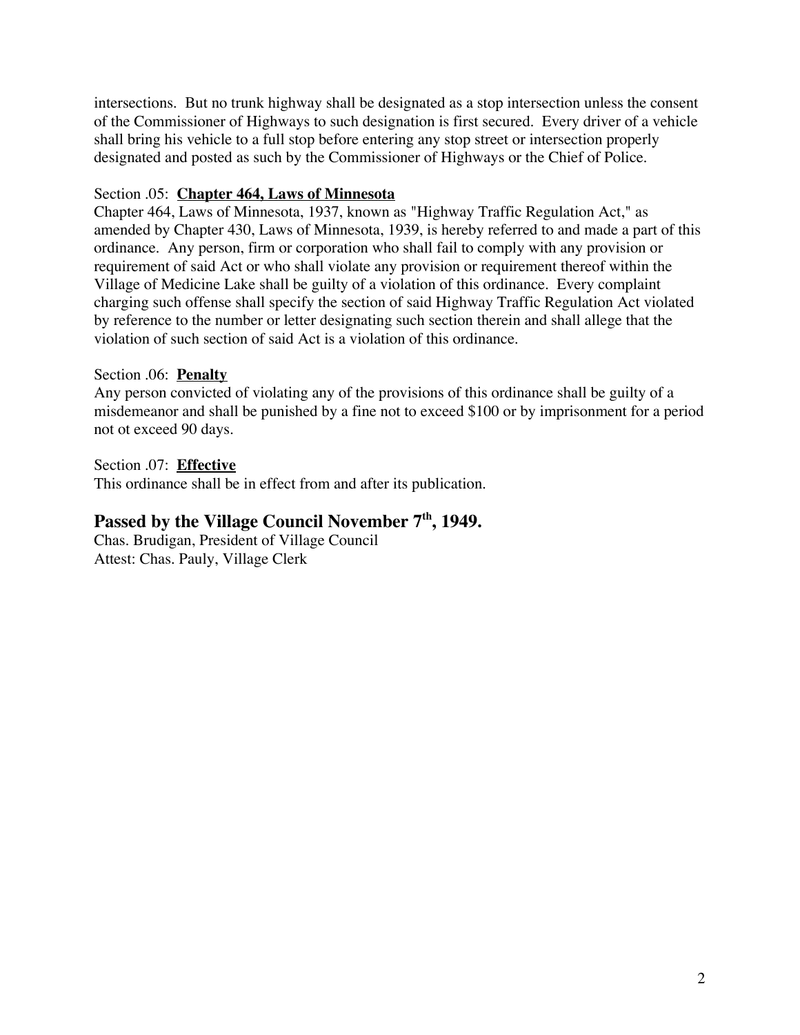intersections. But no trunk highway shall be designated as a stop intersection unless the consent of the Commissioner of Highways to such designation is first secured. Every driver of a vehicle shall bring his vehicle to a full stop before entering any stop street or intersection properly designated and posted as such by the Commissioner of Highways or the Chief of Police.

Section .05: **Chapter 464, Laws of Minnesota**

Chapter 464, Laws of Minnesota, 1937, known as "Highway Traffic Regulation Act," as amended by Chapter 430, Laws of Minnesota, 1939, is hereby referred to and made a part of this ordinance. Any person, firm or corporation who shall fail to comply with any provision or requirement of said Act or who shall violate any provision or requirement thereof within the Village of Medicine Lake shall be guilty of a violation of this ordinance. Every complaint charging such offense shall specify the section of said Highway Traffic Regulation Act violated by reference to the number or letter designating such section therein and shall allege that the violation of such section of said Act is a violation of this ordinance.

Section .06: **Penalty**

Any person convicted of violating any of the provisions of this ordinance shall be guilty of a misdemeanor and shall be punished by a fine not to exceed $100 or by imprisonment for a period not ot exceed 90 days.

Section .07: **Effective**

This ordinance shall be in effect from and after its publication.

## Passed by the Village Council November 7th, 1949.

Chas. Brudigan, President of Village Council
Attest: Chas. Pauly, Village Clerk